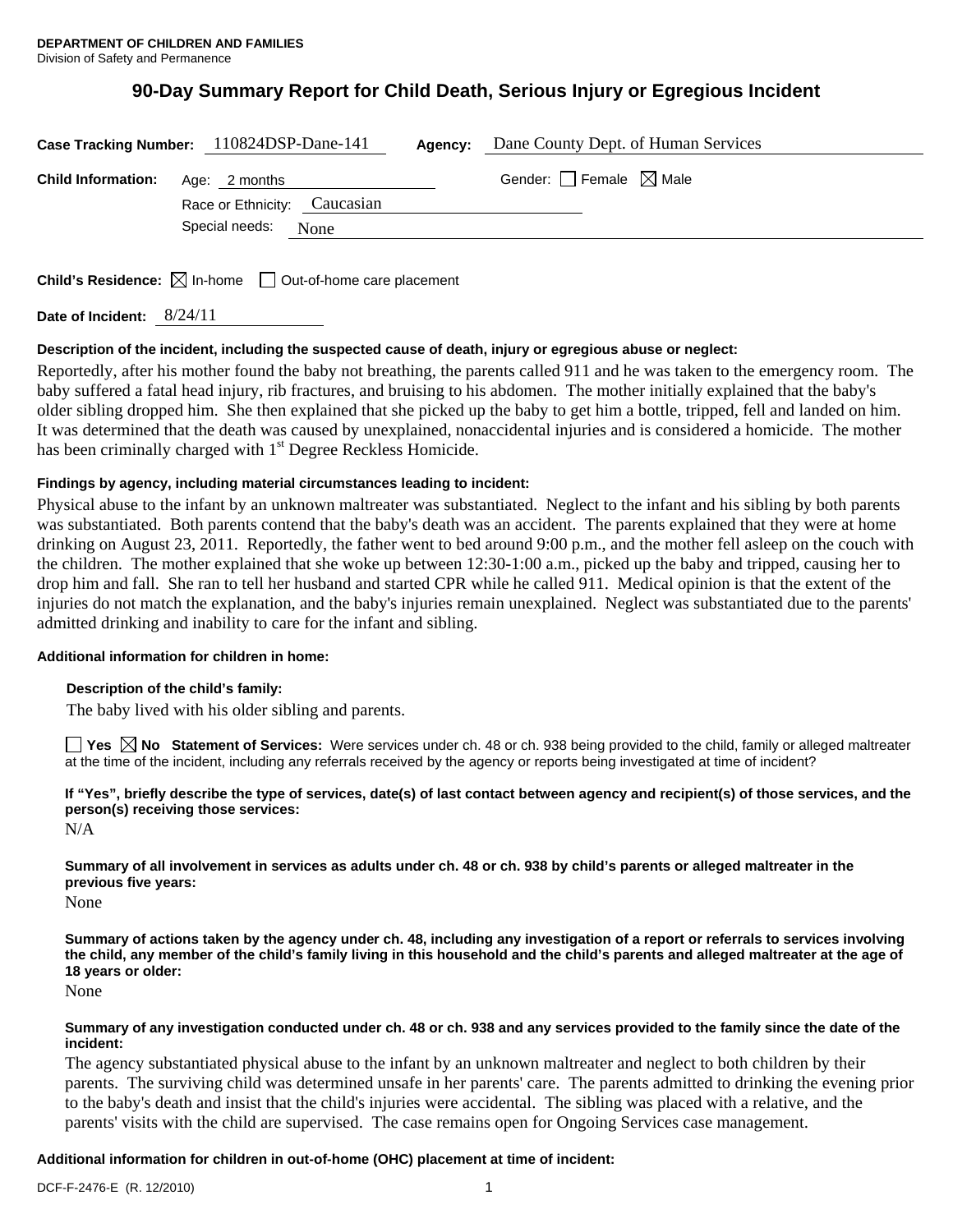**DEPARTMENT OF CHILDREN AND FAMILIES**
Division of Safety and Permanence

# 90-Day Summary Report for Child Death, Serious Injury or Egregious Incident

**Case Tracking Number:** 110824DSP-Dane-141 **Agency:** Dane County Dept. of Human Services

**Child Information:** Age: 2 months Gender: ☐ Female ☒ Male

Race or Ethnicity: Caucasian

Special needs: None

**Child's Residence:** ☒ In-home ☐ Out-of-home care placement

**Date of Incident:** 8/24/11

**Description of the incident, including the suspected cause of death, injury or egregious abuse or neglect:**

Reportedly, after his mother found the baby not breathing, the parents called 911 and he was taken to the emergency room. The baby suffered a fatal head injury, rib fractures, and bruising to his abdomen. The mother initially explained that the baby's older sibling dropped him. She then explained that she picked up the baby to get him a bottle, tripped, fell and landed on him. It was determined that the death was caused by unexplained, nonaccidental injuries and is considered a homicide. The mother has been criminally charged with 1st Degree Reckless Homicide.

**Findings by agency, including material circumstances leading to incident:**

Physical abuse to the infant by an unknown maltreater was substantiated. Neglect to the infant and his sibling by both parents was substantiated. Both parents contend that the baby's death was an accident. The parents explained that they were at home drinking on August 23, 2011. Reportedly, the father went to bed around 9:00 p.m., and the mother fell asleep on the couch with the children. The mother explained that she woke up between 12:30-1:00 a.m., picked up the baby and tripped, causing her to drop him and fall. She ran to tell her husband and started CPR while he called 911. Medical opinion is that the extent of the injuries do not match the explanation, and the baby's injuries remain unexplained. Neglect was substantiated due to the parents' admitted drinking and inability to care for the infant and sibling.

**Additional information for children in home:**

**Description of the child's family:**

The baby lived with his older sibling and parents.

☐ **Yes** ☒ **No** **Statement of Services:** Were services under ch. 48 or ch. 938 being provided to the child, family or alleged maltreater at the time of the incident, including any referrals received by the agency or reports being investigated at time of incident?

**If "Yes", briefly describe the type of services, date(s) of last contact between agency and recipient(s) of those services, and the person(s) receiving those services:**

N/A

**Summary of all involvement in services as adults under ch. 48 or ch. 938 by child's parents or alleged maltreater in the previous five years:**

None

**Summary of actions taken by the agency under ch. 48, including any investigation of a report or referrals to services involving the child, any member of the child's family living in this household and the child's parents and alleged maltreater at the age of 18 years or older:**

None

**Summary of any investigation conducted under ch. 48 or ch. 938 and any services provided to the family since the date of the incident:**

The agency substantiated physical abuse to the infant by an unknown maltreater and neglect to both children by their parents. The surviving child was determined unsafe in her parents' care. The parents admitted to drinking the evening prior to the baby's death and insist that the child's injuries were accidental. The sibling was placed with a relative, and the parents' visits with the child are supervised. The case remains open for Ongoing Services case management.

**Additional information for children in out-of-home (OHC) placement at time of incident:**

DCF-F-2476-E (R. 12/2010)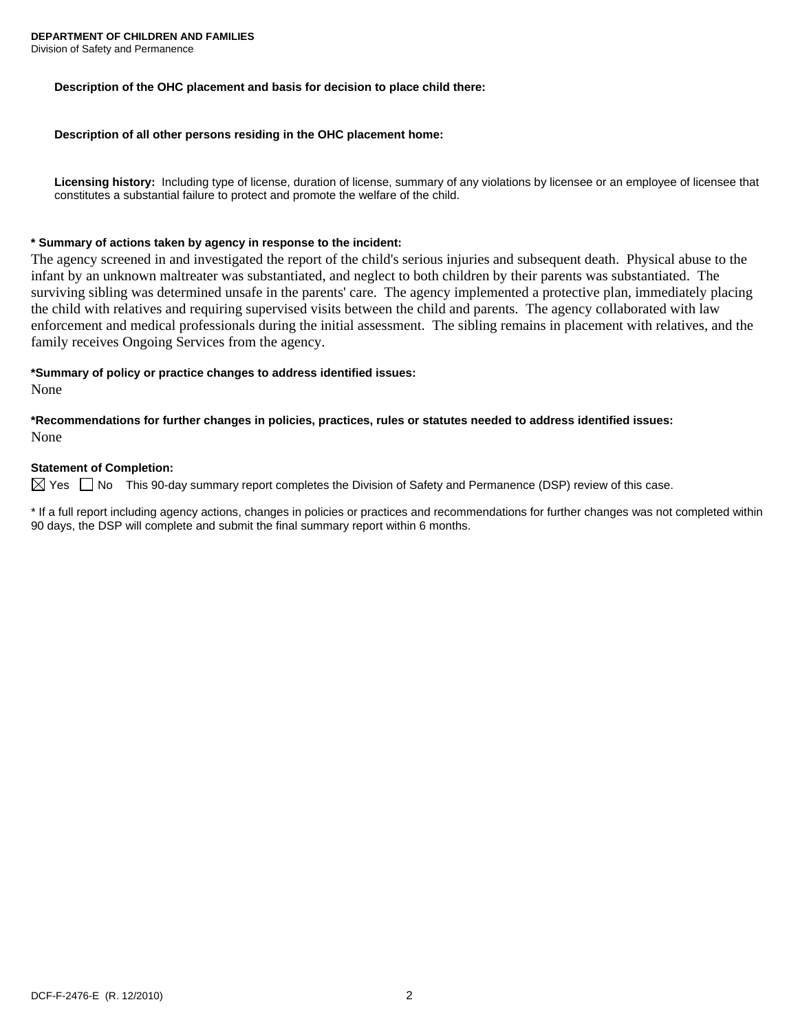**Description of the OHC placement and basis for decision to place child there:**

**Description of all other persons residing in the OHC placement home:**

**Licensing history:** Including type of license, duration of license, summary of any violations by licensee or an employee of licensee that constitutes a substantial failure to protect and promote the welfare of the child.

**\* Summary of actions taken by agency in response to the incident:**

The agency screened in and investigated the report of the child's serious injuries and subsequent death. Physical abuse to the infant by an unknown maltreater was substantiated, and neglect to both children by their parents was substantiated. The surviving sibling was determined unsafe in the parents' care. The agency implemented a protective plan, immediately placing the child with relatives and requiring supervised visits between the child and parents. The agency collaborated with law enforcement and medical professionals during the initial assessment. The sibling remains in placement with relatives, and the family receives Ongoing Services from the agency.

**\*Summary of policy or practice changes to address identified issues:**

None

**\*Recommendations for further changes in policies, practices, rules or statutes needed to address identified issues:**

None

**Statement of Completion:**

☒ Yes ☐ No This 90-day summary report completes the Division of Safety and Permanence (DSP) review of this case.

\* If a full report including agency actions, changes in policies or practices and recommendations for further changes was not completed within 90 days, the DSP will complete and submit the final summary report within 6 months.